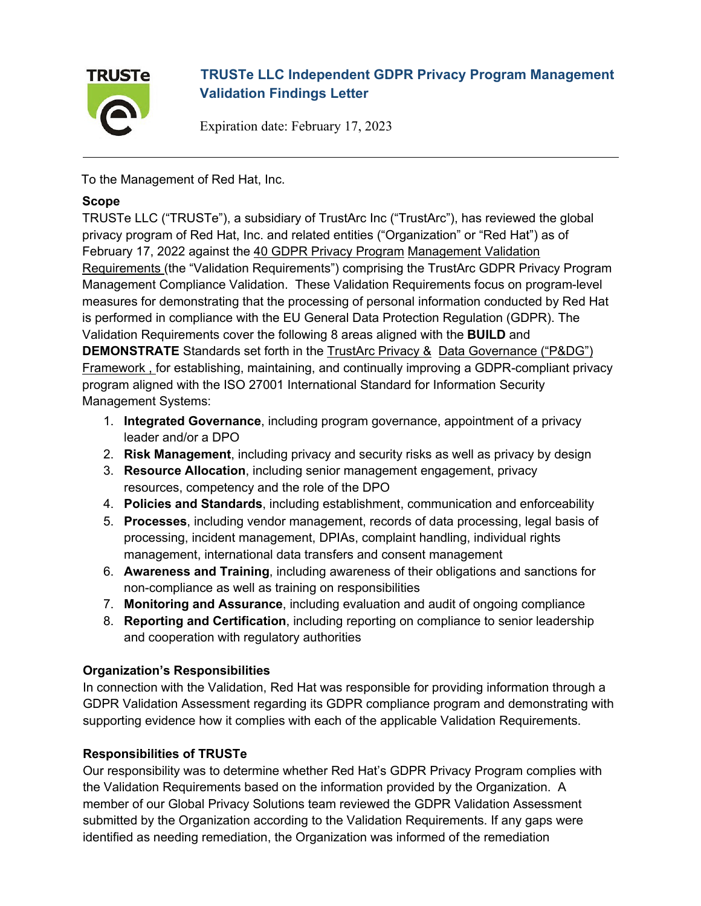# TRUSTe LLC Independent GDPR Privacy Program Management Validation Findings Letter

Expiration date: February 17, 2023

---

To the Management of Red Hat, Inc.

**Scope**

TRUSTe LLC ("TRUSTe"), a subsidiary of TrustArc Inc ("TrustArc"), has reviewed the global privacy program of Red Hat, Inc. and related entities ("Organization" or "Red Hat") as of February 17, 2022 against the 40 GDPR Privacy Program Management Validation Requirements (the "Validation Requirements") comprising the TrustArc GDPR Privacy Program Management Compliance Validation. These Validation Requirements focus on program-level measures for demonstrating that the processing of personal information conducted by Red Hat is performed in compliance with the EU General Data Protection Regulation (GDPR). The Validation Requirements cover the following 8 areas aligned with the **BUILD** and **DEMONSTRATE** Standards set forth in the TrustArc Privacy & Data Governance ("P&DG") Framework , for establishing, maintaining, and continually improving a GDPR-compliant privacy program aligned with the ISO 27001 International Standard for Information Security Management Systems:

1. **Integrated Governance**, including program governance, appointment of a privacy leader and/or a DPO
2. **Risk Management**, including privacy and security risks as well as privacy by design
3. **Resource Allocation**, including senior management engagement, privacy resources, competency and the role of the DPO
4. **Policies and Standards**, including establishment, communication and enforceability
5. **Processes**, including vendor management, records of data processing, legal basis of processing, incident management, DPIAs, complaint handling, individual rights management, international data transfers and consent management
6. **Awareness and Training**, including awareness of their obligations and sanctions for non-compliance as well as training on responsibilities
7. **Monitoring and Assurance**, including evaluation and audit of ongoing compliance
8. **Reporting and Certification**, including reporting on compliance to senior leadership and cooperation with regulatory authorities

**Organization's Responsibilities**

In connection with the Validation, Red Hat was responsible for providing information through a GDPR Validation Assessment regarding its GDPR compliance program and demonstrating with supporting evidence how it complies with each of the applicable Validation Requirements.

**Responsibilities of TRUSTe**

Our responsibility was to determine whether Red Hat's GDPR Privacy Program complies with the Validation Requirements based on the information provided by the Organization. A member of our Global Privacy Solutions team reviewed the GDPR Validation Assessment submitted by the Organization according to the Validation Requirements. If any gaps were identified as needing remediation, the Organization was informed of the remediation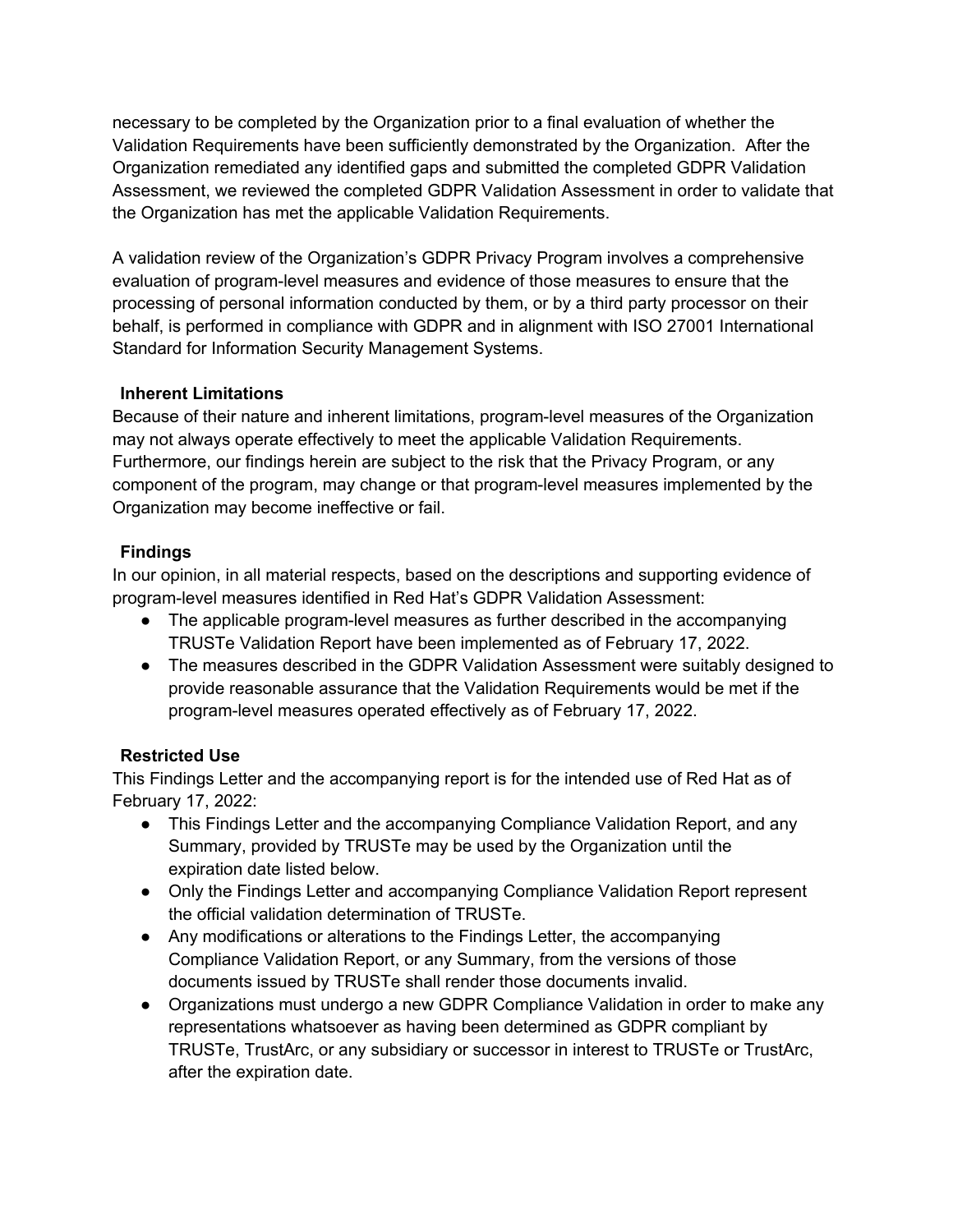necessary to be completed by the Organization prior to a final evaluation of whether the Validation Requirements have been sufficiently demonstrated by the Organization. After the Organization remediated any identified gaps and submitted the completed GDPR Validation Assessment, we reviewed the completed GDPR Validation Assessment in order to validate that the Organization has met the applicable Validation Requirements.

A validation review of the Organization's GDPR Privacy Program involves a comprehensive evaluation of program-level measures and evidence of those measures to ensure that the processing of personal information conducted by them, or by a third party processor on their behalf, is performed in compliance with GDPR and in alignment with ISO 27001 International Standard for Information Security Management Systems.

**Inherent Limitations**

Because of their nature and inherent limitations, program-level measures of the Organization may not always operate effectively to meet the applicable Validation Requirements. Furthermore, our findings herein are subject to the risk that the Privacy Program, or any component of the program, may change or that program-level measures implemented by the Organization may become ineffective or fail.

**Findings**

In our opinion, in all material respects, based on the descriptions and supporting evidence of program-level measures identified in Red Hat's GDPR Validation Assessment:

- The applicable program-level measures as further described in the accompanying TRUSTe Validation Report have been implemented as of February 17, 2022.
- The measures described in the GDPR Validation Assessment were suitably designed to provide reasonable assurance that the Validation Requirements would be met if the program-level measures operated effectively as of February 17, 2022.

**Restricted Use**

This Findings Letter and the accompanying report is for the intended use of Red Hat as of February 17, 2022:

- This Findings Letter and the accompanying Compliance Validation Report, and any Summary, provided by TRUSTe may be used by the Organization until the expiration date listed below.
- Only the Findings Letter and accompanying Compliance Validation Report represent the official validation determination of TRUSTe.
- Any modifications or alterations to the Findings Letter, the accompanying Compliance Validation Report, or any Summary, from the versions of those documents issued by TRUSTe shall render those documents invalid.
- Organizations must undergo a new GDPR Compliance Validation in order to make any representations whatsoever as having been determined as GDPR compliant by TRUSTe, TrustArc, or any subsidiary or successor in interest to TRUSTe or TrustArc, after the expiration date.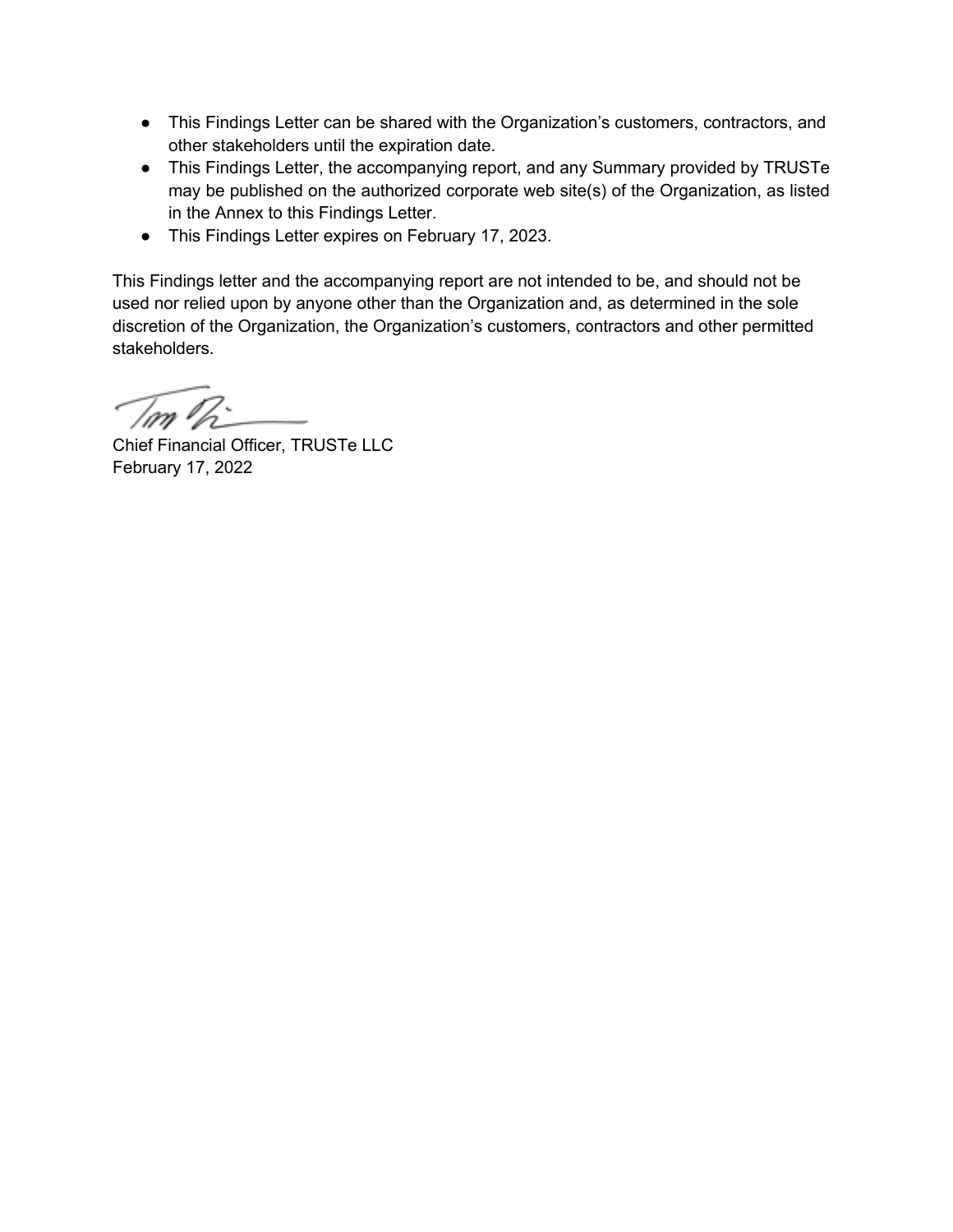- This Findings Letter can be shared with the Organization's customers, contractors, and other stakeholders until the expiration date.
- This Findings Letter, the accompanying report, and any Summary provided by TRUSTe may be published on the authorized corporate web site(s) of the Organization, as listed in the Annex to this Findings Letter.
- This Findings Letter expires on February 17, 2023.

This Findings letter and the accompanying report are not intended to be, and should not be used nor relied upon by anyone other than the Organization and, as determined in the sole discretion of the Organization, the Organization's customers, contractors and other permitted stakeholders.

Chief Financial Officer, TRUSTe LLC
February 17, 2022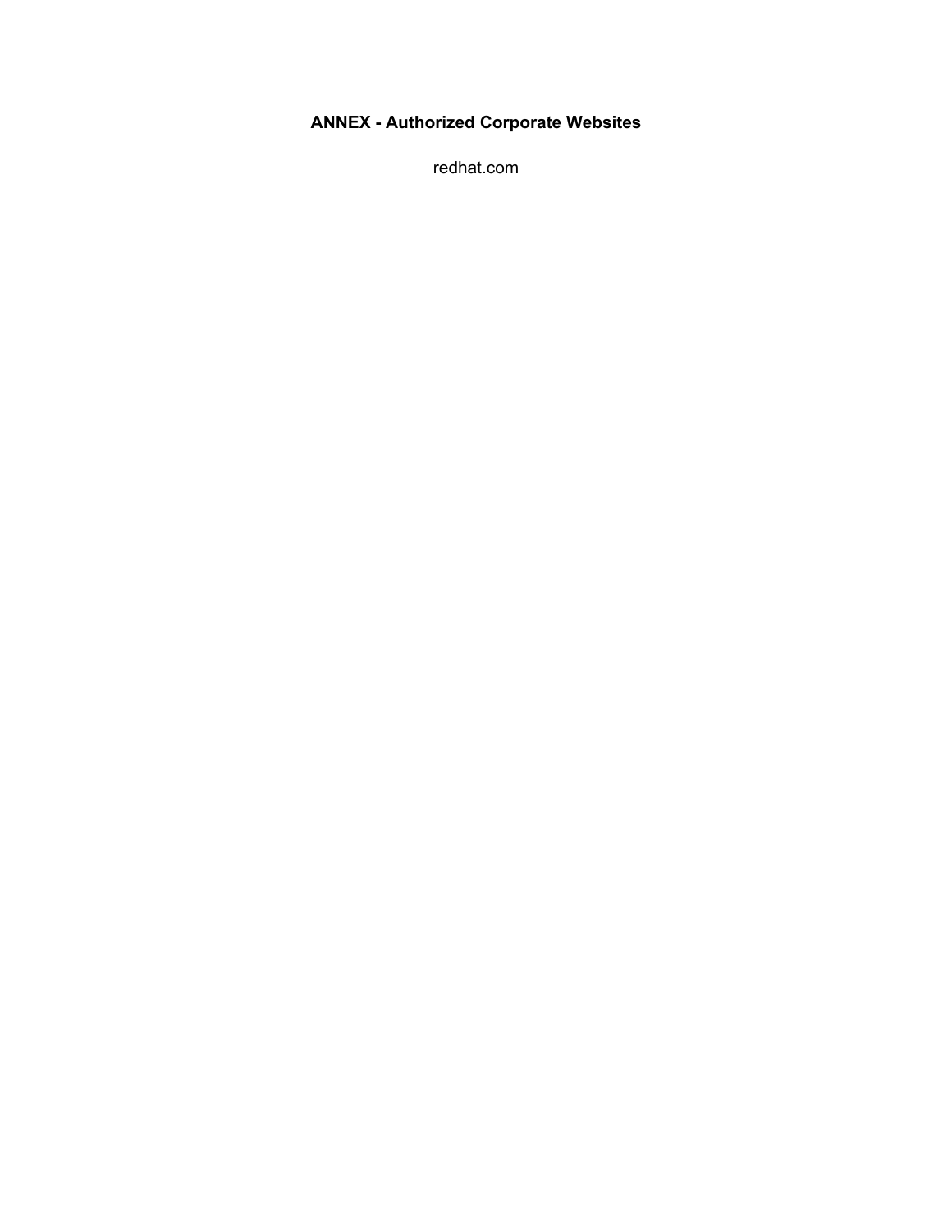## ANNEX - Authorized Corporate Websites

redhat.com